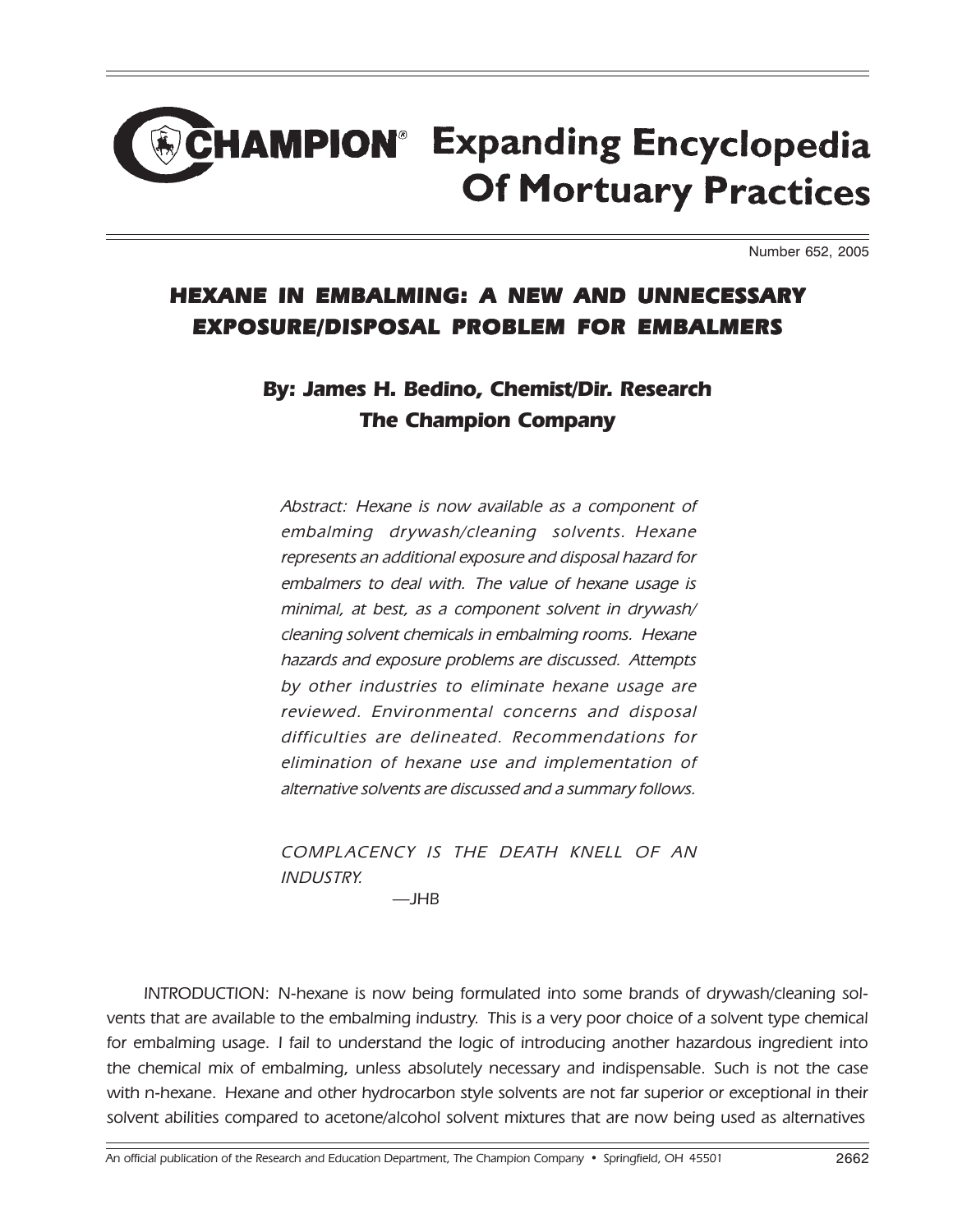# CHAMPION® Expanding Encyclopedia Of Mortuary Practices

Number 652, 2005

## HEXANE IN EMBALMING: A NEW AND UNNECESSARY EXPOSURE/DISPOSAL PROBLEM FOR EMBALMERS

### By: James H. Bedino, Chemist/Dir. Research The Champion Company

*Abstract: Hexane is now available as a component of embalming drywash/cleaning solvents. Hexane represents an additional exposure and disposal hazard for embalmers to deal with. The value of hexane usage is minimal, at best, as a component solvent in drywash/ cleaning solvent chemicals in embalming rooms. Hexane hazards and exposure problems are discussed. Attempts by other industries to eliminate hexane usage are reviewed. Environmental concerns and disposal difficulties are delineated. Recommendations for elimination of hexane use and implementation of alternative solvents are discussed and a summary follows.*

*COMPLACENCY IS THE DEATH KNELL OF AN INDUSTRY.*

—JHB

*INTRODUCTION:* N-hexane is now being formulated into some brands of drywash/cleaning solvents that are available to the embalming industry. This is a very poor choice of a solvent type chemical for embalming usage. I fail to understand the logic of introducing another hazardous ingredient into the chemical mix of embalming, unless absolutely necessary and indispensable. Such is not the case with n-hexane. Hexane and other hydrocarbon style solvents are not far superior or exceptional in their solvent abilities compared to acetone/alcohol solvent mixtures that are now being used as alternatives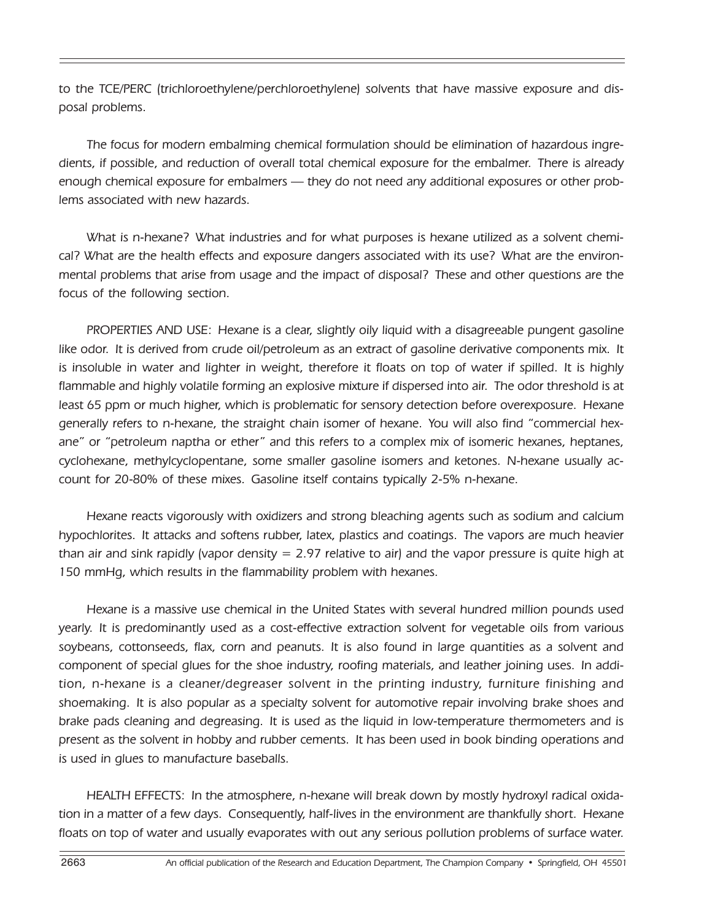*to the TCE/PERC (trichloroethylene/perchloroethylene) solvents that have massive exposure and disposal problems.*

*The focus for modern embalming chemical formulation should be elimination of hazardous ingredients, if possible, and reduction of overall total chemical exposure for the embalmer. There is already enough chemical exposure for embalmers — they do not need any additional exposures or other problems associated with new hazards.*

*What is n-hexane? What industries and for what purposes is hexane utilized as a solvent chemical? What are the health effects and exposure dangers associated with its use? What are the environmental problems that arise from usage and the impact of disposal? These and other questions are the focus of the following section.*

*PROPERTIES AND USE: Hexane is a clear, slightly oily liquid with a disagreeable pungent gasoline like odor. It is derived from crude oil/petroleum as an extract of gasoline derivative components mix. It is insoluble in water and lighter in weight, therefore it floats on top of water if spilled. It is highly flammable and highly volatile forming an explosive mixture if dispersed into air. The odor threshold is at least 65 ppm or much higher, which is problematic for sensory detection before overexposure. Hexane generally refers to n-hexane, the straight chain isomer of hexane. You will also find "commercial hexane" or "petroleum naptha or ether" and this refers to a complex mix of isomeric hexanes, heptanes, cyclohexane, methylcyclopentane, some smaller gasoline isomers and ketones. N-hexane usually account for 20-80% of these mixes. Gasoline itself contains typically 2-5% n-hexane.*

*Hexane reacts vigorously with oxidizers and strong bleaching agents such as sodium and calcium hypochlorites. It attacks and softens rubber, latex, plastics and coatings. The vapors are much heavier than air and sink rapidly (vapor density = 2.97 relative to air) and the vapor pressure is quite high at 150 mmHg, which results in the flammability problem with hexanes.*

*Hexane is a massive use chemical in the United States with several hundred million pounds used yearly. It is predominantly used as a cost-effective extraction solvent for vegetable oils from various soybeans, cottonseeds, flax, corn and peanuts. It is also found in large quantities as a solvent and component of special glues for the shoe industry, roofing materials, and leather joining uses. In addition, n-hexane is a cleaner/degreaser solvent in the printing industry, furniture finishing and shoemaking. It is also popular as a specialty solvent for automotive repair involving brake shoes and brake pads cleaning and degreasing. It is used as the liquid in low-temperature thermometers and is present as the solvent in hobby and rubber cements. It has been used in book binding operations and is used in glues to manufacture baseballs.*

*HEALTH EFFECTS: In the atmosphere, n-hexane will break down by mostly hydroxyl radical oxidation in a matter of a few days. Consequently, half-lives in the environment are thankfully short. Hexane floats on top of water and usually evaporates with out any serious pollution problems of surface water.*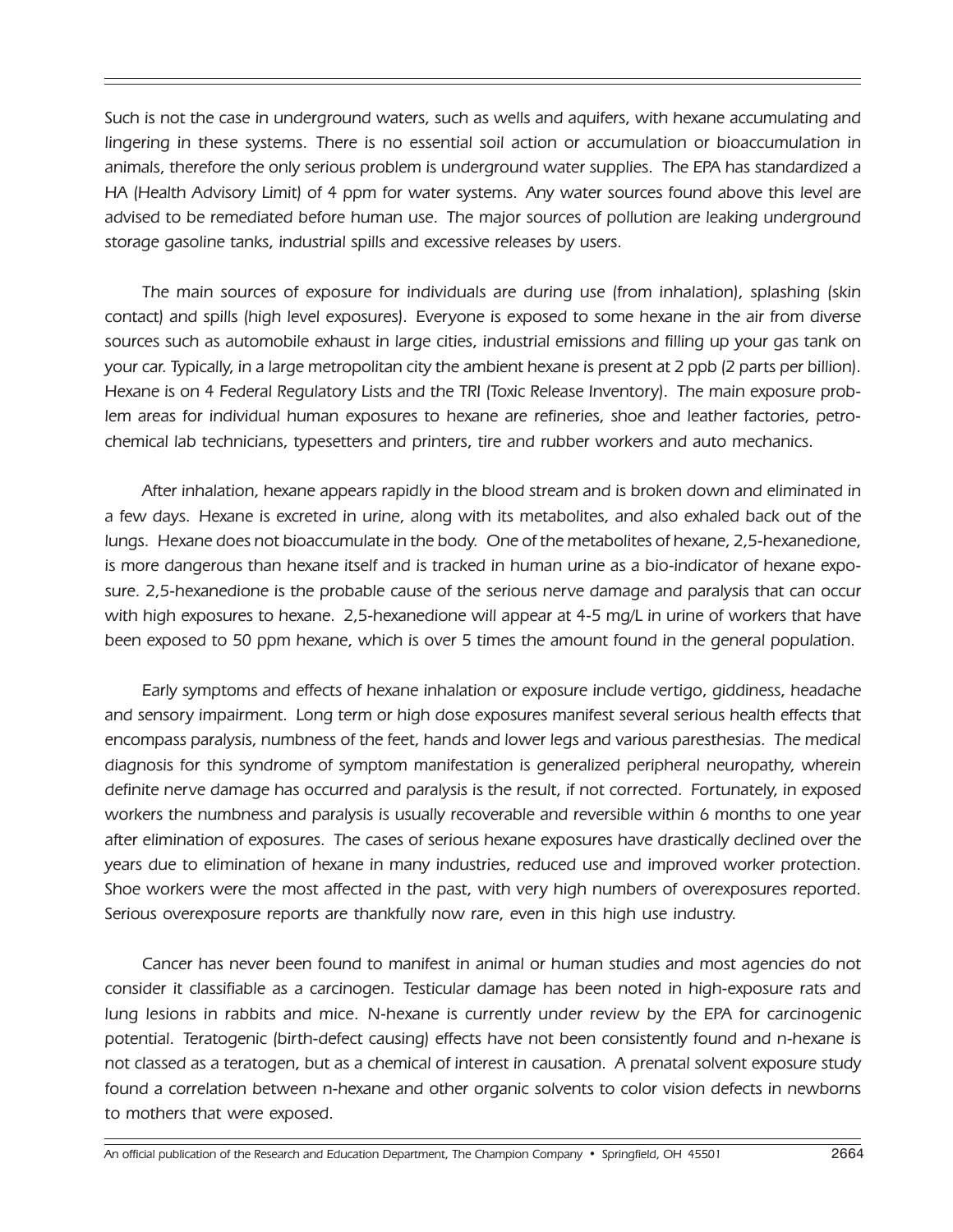*Such is not the case in underground waters, such as wells and aquifers, with hexane accumulating and lingering in these systems. There is no essential soil action or accumulation or bioaccumulation in animals, therefore the only serious problem is underground water supplies. The EPA has standardized a HA (Health Advisory Limit) of 4 ppm for water systems. Any water sources found above this level are advised to be remediated before human use. The major sources of pollution are leaking underground storage gasoline tanks, industrial spills and excessive releases by users.*

*The main sources of exposure for individuals are during use (from inhalation), splashing (skin contact) and spills (high level exposures). Everyone is exposed to some hexane in the air from diverse sources such as automobile exhaust in large cities, industrial emissions and filling up your gas tank on your car. Typically, in a large metropolitan city the ambient hexane is present at 2 ppb (2 parts per billion). Hexane is on 4 Federal Regulatory Lists and the TRI (Toxic Release Inventory). The main exposure problem areas for individual human exposures to hexane are refineries, shoe and leather factories, petrochemical lab technicians, typesetters and printers, tire and rubber workers and auto mechanics.*

*After inhalation, hexane appears rapidly in the blood stream and is broken down and eliminated in a few days. Hexane is excreted in urine, along with its metabolites, and also exhaled back out of the lungs. Hexane does not bioaccumulate in the body. One of the metabolites of hexane, 2,5-hexanedione, is more dangerous than hexane itself and is tracked in human urine as a bio-indicator of hexane exposure. 2,5-hexanedione is the probable cause of the serious nerve damage and paralysis that can occur with high exposures to hexane. 2,5-hexanedione will appear at 4-5 mg/L in urine of workers that have been exposed to 50 ppm hexane, which is over 5 times the amount found in the general population.*

*Early symptoms and effects of hexane inhalation or exposure include vertigo, giddiness, headache and sensory impairment. Long term or high dose exposures manifest several serious health effects that encompass paralysis, numbness of the feet, hands and lower legs and various paresthesias. The medical diagnosis for this syndrome of symptom manifestation is generalized peripheral neuropathy, wherein definite nerve damage has occurred and paralysis is the result, if not corrected. Fortunately, in exposed workers the numbness and paralysis is usually recoverable and reversible within 6 months to one year after elimination of exposures. The cases of serious hexane exposures have drastically declined over the years due to elimination of hexane in many industries, reduced use and improved worker protection. Shoe workers were the most affected in the past, with very high numbers of overexposures reported. Serious overexposure reports are thankfully now rare, even in this high use industry.*

*Cancer has never been found to manifest in animal or human studies and most agencies do not consider it classifiable as a carcinogen. Testicular damage has been noted in high-exposure rats and lung lesions in rabbits and mice. N-hexane is currently under review by the EPA for carcinogenic potential. Teratogenic (birth-defect causing) effects have not been consistently found and n-hexane is not classed as a teratogen, but as a chemical of interest in causation. A prenatal solvent exposure study found a correlation between n-hexane and other organic solvents to color vision defects in newborns to mothers that were exposed.*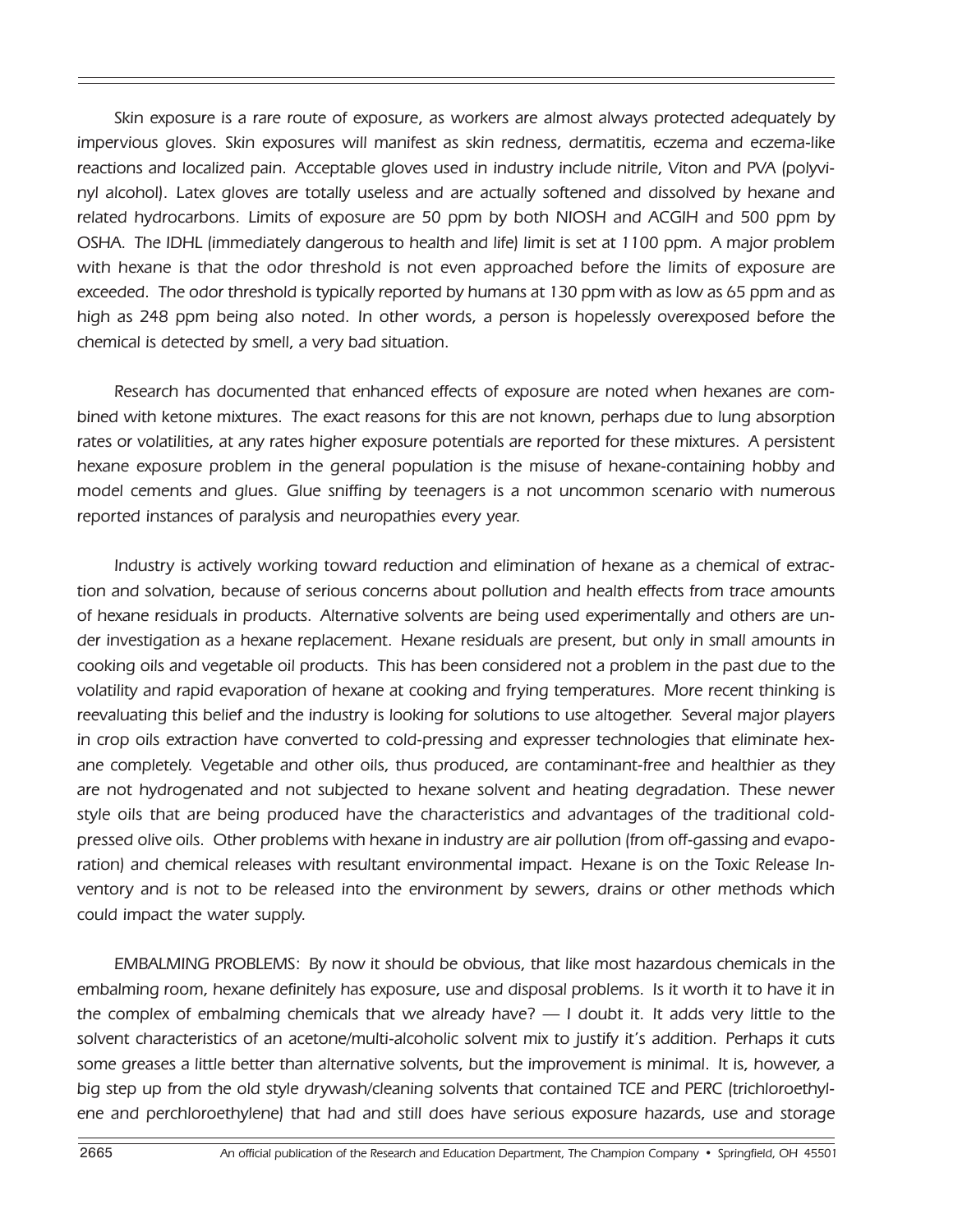*Skin exposure is a rare route of exposure, as workers are almost always protected adequately by impervious gloves. Skin exposures will manifest as skin redness, dermatitis, eczema and eczema-like reactions and localized pain. Acceptable gloves used in industry include nitrile, Viton and PVA (polyvinyl alcohol). Latex gloves are totally useless and are actually softened and dissolved by hexane and related hydrocarbons. Limits of exposure are 50 ppm by both NIOSH and ACGIH and 500 ppm by OSHA. The IDHL (immediately dangerous to health and life) limit is set at 1100 ppm. A major problem with hexane is that the odor threshold is not even approached before the limits of exposure are exceeded. The odor threshold is typically reported by humans at 130 ppm with as low as 65 ppm and as high as 248 ppm being also noted. In other words, a person is hopelessly overexposed before the chemical is detected by smell, a very bad situation.*

*Research has documented that enhanced effects of exposure are noted when hexanes are combined with ketone mixtures. The exact reasons for this are not known, perhaps due to lung absorption rates or volatilities, at any rates higher exposure potentials are reported for these mixtures. A persistent hexane exposure problem in the general population is the misuse of hexane-containing hobby and model cements and glues. Glue sniffing by teenagers is a not uncommon scenario with numerous reported instances of paralysis and neuropathies every year.*

*Industry is actively working toward reduction and elimination of hexane as a chemical of extraction and solvation, because of serious concerns about pollution and health effects from trace amounts of hexane residuals in products. Alternative solvents are being used experimentally and others are under investigation as a hexane replacement. Hexane residuals are present, but only in small amounts in cooking oils and vegetable oil products. This has been considered not a problem in the past due to the volatility and rapid evaporation of hexane at cooking and frying temperatures. More recent thinking is reevaluating this belief and the industry is looking for solutions to use altogether. Several major players in crop oils extraction have converted to cold-pressing and expresser technologies that eliminate hexane completely. Vegetable and other oils, thus produced, are contaminant-free and healthier as they are not hydrogenated and not subjected to hexane solvent and heating degradation. These newer style oils that are being produced have the characteristics and advantages of the traditional cold-pressed olive oils. Other problems with hexane in industry are air pollution (from off-gassing and evaporation) and chemical releases with resultant environmental impact. Hexane is on the Toxic Release Inventory and is not to be released into the environment by sewers, drains or other methods which could impact the water supply.*

*EMBALMING PROBLEMS: By now it should be obvious, that like most hazardous chemicals in the embalming room, hexane definitely has exposure, use and disposal problems. Is it worth it to have it in the complex of embalming chemicals that we already have? — I doubt it. It adds very little to the solvent characteristics of an acetone/multi-alcoholic solvent mix to justify it's addition. Perhaps it cuts some greases a little better than alternative solvents, but the improvement is minimal. It is, however, a big step up from the old style drywash/cleaning solvents that contained TCE and PERC (trichloroethylene and perchloroethylene) that had and still does have serious exposure hazards, use and storage*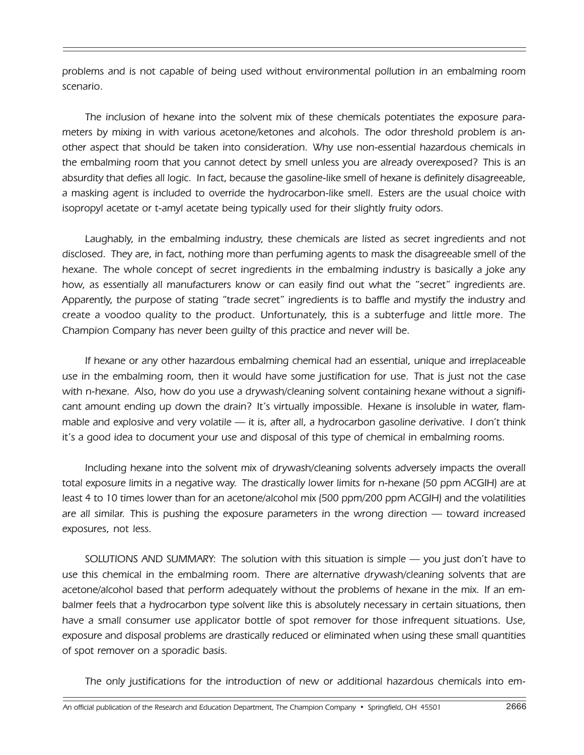problems and is not capable of being used without environmental pollution in an embalming room scenario.

The inclusion of hexane into the solvent mix of these chemicals potentiates the exposure parameters by mixing in with various acetone/ketones and alcohols. The odor threshold problem is another aspect that should be taken into consideration. Why use non-essential hazardous chemicals in the embalming room that you cannot detect by smell unless you are already overexposed? This is an absurdity that defies all logic. In fact, because the gasoline-like smell of hexane is definitely disagreeable, a masking agent is included to override the hydrocarbon-like smell. Esters are the usual choice with isopropyl acetate or t-amyl acetate being typically used for their slightly fruity odors.

Laughably, in the embalming industry, these chemicals are listed as secret ingredients and not disclosed. They are, in fact, nothing more than perfuming agents to mask the disagreeable smell of the hexane. The whole concept of secret ingredients in the embalming industry is basically a joke any how, as essentially all manufacturers know or can easily find out what the "secret" ingredients are. Apparently, the purpose of stating "trade secret" ingredients is to baffle and mystify the industry and create a voodoo quality to the product. Unfortunately, this is a subterfuge and little more. The Champion Company has never been guilty of this practice and never will be.

If hexane or any other hazardous embalming chemical had an essential, unique and irreplaceable use in the embalming room, then it would have some justification for use. That is just not the case with n-hexane. Also, how do you use a drywash/cleaning solvent containing hexane without a significant amount ending up down the drain? It's virtually impossible. Hexane is insoluble in water, flammable and explosive and very volatile — it is, after all, a hydrocarbon gasoline derivative. I don't think it's a good idea to document your use and disposal of this type of chemical in embalming rooms.

Including hexane into the solvent mix of drywash/cleaning solvents adversely impacts the overall total exposure limits in a negative way. The drastically lower limits for n-hexane (50 ppm ACGIH) are at least 4 to 10 times lower than for an acetone/alcohol mix (500 ppm/200 ppm ACGIH) and the volatilities are all similar. This is pushing the exposure parameters in the wrong direction — toward increased exposures, not less.

SOLUTIONS AND SUMMARY: The solution with this situation is simple — you just don't have to use this chemical in the embalming room. There are alternative drywash/cleaning solvents that are acetone/alcohol based that perform adequately without the problems of hexane in the mix. If an embalmer feels that a hydrocarbon type solvent like this is absolutely necessary in certain situations, then have a small consumer use applicator bottle of spot remover for those infrequent situations. Use, exposure and disposal problems are drastically reduced or eliminated when using these small quantities of spot remover on a sporadic basis.

The only justifications for the introduction of new or additional hazardous chemicals into em-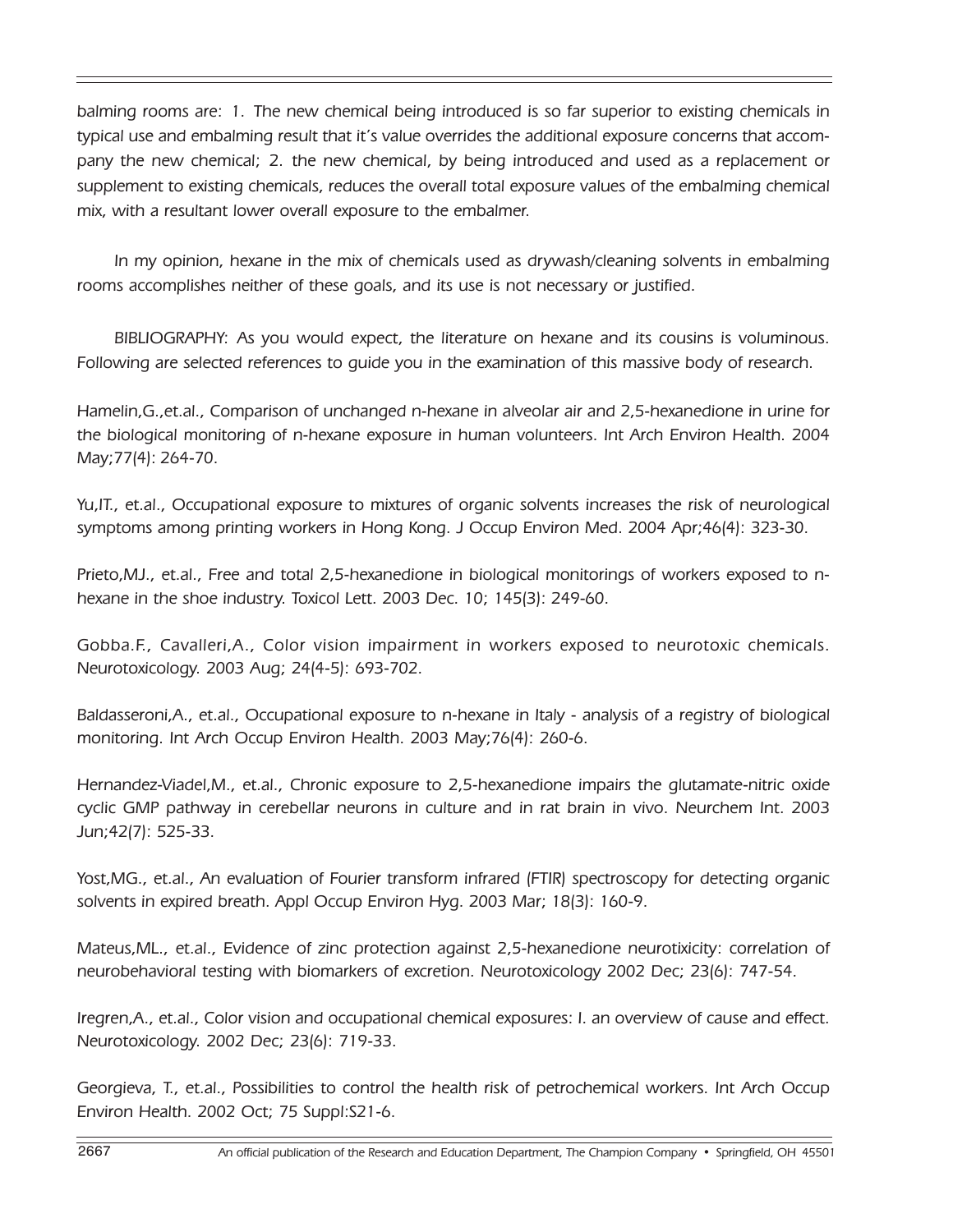*balming rooms are: 1. The new chemical being introduced is so far superior to existing chemicals in typical use and embalming result that it's value overrides the additional exposure concerns that accompany the new chemical; 2. the new chemical, by being introduced and used as a replacement or supplement to existing chemicals, reduces the overall total exposure values of the embalming chemical mix, with a resultant lower overall exposure to the embalmer.*

*In my opinion, hexane in the mix of chemicals used as drywash/cleaning solvents in embalming rooms accomplishes neither of these goals, and its use is not necessary or justified.*

*BIBLIOGRAPHY: As you would expect, the literature on hexane and its cousins is voluminous. Following are selected references to guide you in the examination of this massive body of research.*

*Hamelin,G.,et.al., Comparison of unchanged n-hexane in alveolar air and 2,5-hexanedione in urine for the biological monitoring of n-hexane exposure in human volunteers. Int Arch Environ Health. 2004 May;77(4): 264-70.*

*Yu,IT., et.al., Occupational exposure to mixtures of organic solvents increases the risk of neurological symptoms among printing workers in Hong Kong. J Occup Environ Med. 2004 Apr;46(4): 323-30.*

*Prieto,MJ., et.al., Free and total 2,5-hexanedione in biological monitorings of workers exposed to n-hexane in the shoe industry. Toxicol Lett. 2003 Dec. 10; 145(3): 249-60.*

*Gobba.F., Cavalleri,A., Color vision impairment in workers exposed to neurotoxic chemicals. Neurotoxicology. 2003 Aug; 24(4-5): 693-702.*

*Baldasseroni,A., et.al., Occupational exposure to n-hexane in Italy - analysis of a registry of biological monitoring. Int Arch Occup Environ Health. 2003 May;76(4): 260-6.*

*Hernandez-Viadel,M., et.al., Chronic exposure to 2,5-hexanedione impairs the glutamate-nitric oxide cyclic GMP pathway in cerebellar neurons in culture and in rat brain in vivo. Neurchem Int. 2003 Jun;42(7): 525-33.*

*Yost,MG., et.al., An evaluation of Fourier transform infrared (FTIR) spectroscopy for detecting organic solvents in expired breath. Appl Occup Environ Hyg. 2003 Mar; 18(3): 160-9.*

*Mateus,ML., et.al., Evidence of zinc protection against 2,5-hexanedione neurotixicity: correlation of neurobehavioral testing with biomarkers of excretion. Neurotoxicology 2002 Dec; 23(6): 747-54.*

*Iregren,A., et.al., Color vision and occupational chemical exposures: I. an overview of cause and effect. Neurotoxicology. 2002 Dec; 23(6): 719-33.*

*Georgieva, T., et.al., Possibilities to control the health risk of petrochemical workers. Int Arch Occup Environ Health. 2002 Oct; 75 Suppl:S21-6.*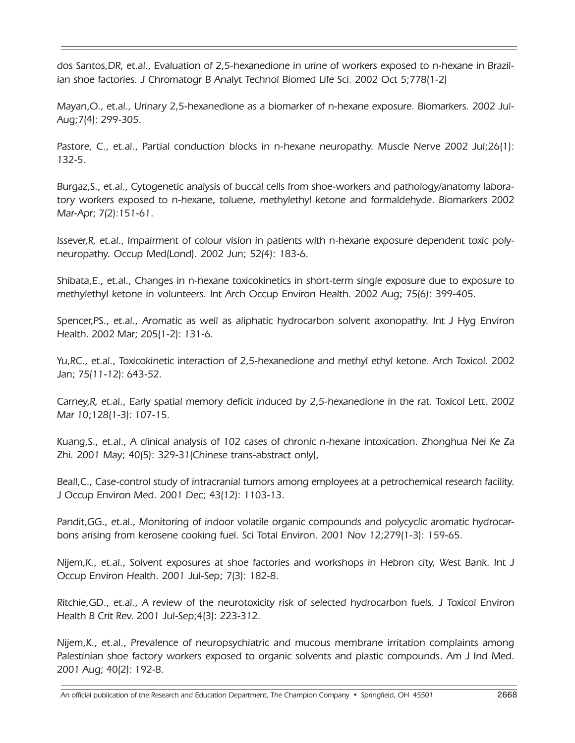*dos Santos,DR, et.al., Evaluation of 2,5-hexanedione in urine of workers exposed to n-hexane in Brazilian shoe factories. J Chromatogr B Analyt Technol Biomed Life Sci. 2002 Oct 5;778(1-2)*

*Mayan,O., et.al., Urinary 2,5-hexanedione as a biomarker of n-hexane exposure. Biomarkers. 2002 Jul-Aug;7(4): 299-305.*

*Pastore, C., et.al., Partial conduction blocks in n-hexane neuropathy. Muscle Nerve 2002 Jul;26(1): 132-5.*

*Burgaz,S., et.al., Cytogenetic analysis of buccal cells from shoe-workers and pathology/anatomy laboratory workers exposed to n-hexane, toluene, methylethyl ketone and formaldehyde. Biomarkers 2002 Mar-Apr; 7(2):151-61.*

*Issever,R, et.al., Impairment of colour vision in patients with n-hexane exposure dependent toxic polyneuropathy. Occup Med(Lond). 2002 Jun; 52(4): 183-6.*

*Shibata,E., et.al., Changes in n-hexane toxicokinetics in short-term single exposure due to exposure to methylethyl ketone in volunteers. Int Arch Occup Environ Health. 2002 Aug; 75(6): 399-405.*

*Spencer,PS., et.al., Aromatic as well as aliphatic hydrocarbon solvent axonopathy. Int J Hyg Environ Health. 2002 Mar; 205(1-2): 131-6.*

*Yu,RC., et.al., Toxicokinetic interaction of 2,5-hexanedione and methyl ethyl ketone. Arch Toxicol. 2002 Jan; 75(11-12): 643-52.*

*Carney,R, et.al., Early spatial memory deficit induced by 2,5-hexanedione in the rat. Toxicol Lett. 2002 Mar 10;128(1-3): 107-15.*

*Kuang,S., et.al., A clinical analysis of 102 cases of chronic n-hexane intoxication. Zhonghua Nei Ke Za Zhi. 2001 May; 40(5): 329-31(Chinese trans-abstract only),*

*Beall,C., Case-control study of intracranial tumors among employees at a petrochemical research facility. J Occup Environ Med. 2001 Dec; 43(12): 1103-13.*

*Pandit,GG., et.al., Monitoring of indoor volatile organic compounds and polycyclic aromatic hydrocarbons arising from kerosene cooking fuel. Sci Total Environ. 2001 Nov 12;279(1-3): 159-65.*

*Nijem,K., et.al., Solvent exposures at shoe factories and workshops in Hebron city, West Bank. Int J Occup Environ Health. 2001 Jul-Sep; 7(3): 182-8.*

*Ritchie,GD., et.al., A review of the neurotoxicity risk of selected hydrocarbon fuels. J Toxicol Environ Health B Crit Rev. 2001 Jul-Sep;4(3): 223-312.*

*Nijem,K., et.al., Prevalence of neuropsychiatric and mucous membrane irritation complaints among Palestinian shoe factory workers exposed to organic solvents and plastic compounds. Am J Ind Med. 2001 Aug; 40(2): 192-8.*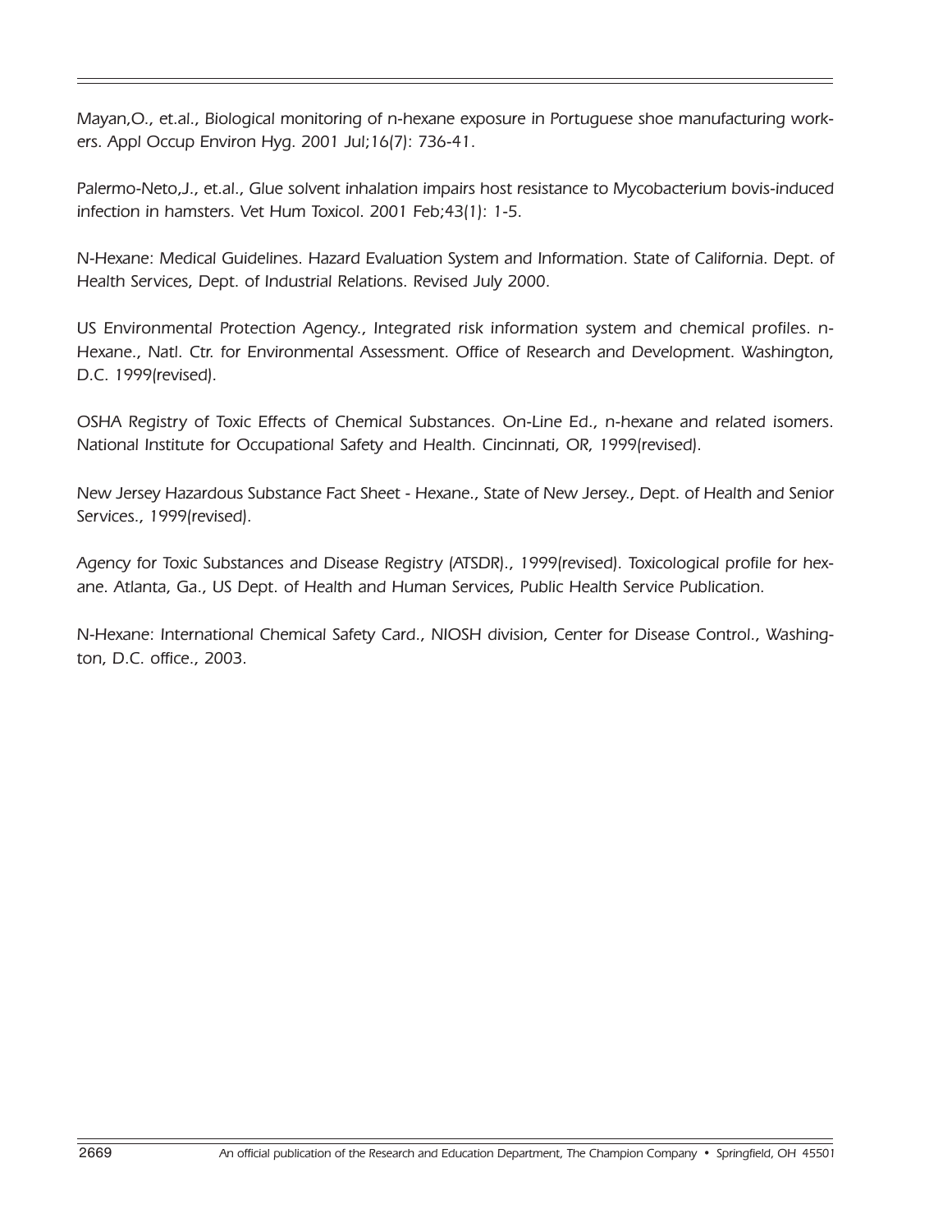*Mayan,O., et.al., Biological monitoring of n-hexane exposure in Portuguese shoe manufacturing workers. Appl Occup Environ Hyg. 2001 Jul;16(7): 736-41.*

*Palermo-Neto,J., et.al., Glue solvent inhalation impairs host resistance to Mycobacterium bovis-induced infection in hamsters. Vet Hum Toxicol. 2001 Feb;43(1): 1-5.*

*N-Hexane: Medical Guidelines. Hazard Evaluation System and Information. State of California. Dept. of Health Services, Dept. of Industrial Relations. Revised July 2000.*

*US Environmental Protection Agency., Integrated risk information system and chemical profiles. n-Hexane., Natl. Ctr. for Environmental Assessment. Office of Research and Development. Washington, D.C. 1999(revised).*

*OSHA Registry of Toxic Effects of Chemical Substances. On-Line Ed., n-hexane and related isomers. National Institute for Occupational Safety and Health. Cincinnati, OR, 1999(revised).*

*New Jersey Hazardous Substance Fact Sheet - Hexane., State of New Jersey., Dept. of Health and Senior Services., 1999(revised).*

*Agency for Toxic Substances and Disease Registry (ATSDR)., 1999(revised). Toxicological profile for hexane. Atlanta, Ga., US Dept. of Health and Human Services, Public Health Service Publication.*

*N-Hexane: International Chemical Safety Card., NIOSH division, Center for Disease Control., Washington, D.C. office., 2003.*